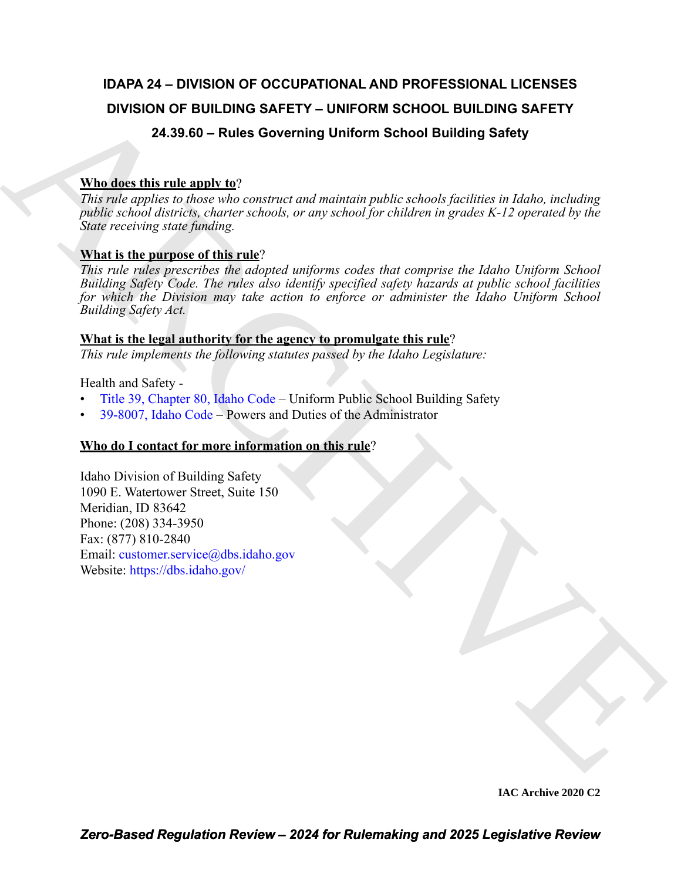# IDAPA 24 – DIVISION OF OCCUPATIONAL AND PROFESSIONAL LICENSES

## DIVISION OF BUILDING SAFETY – UNIFORM SCHOOL BUILDING SAFETY

## 24.39.60 – Rules Governing Uniform School Building Safety

**Who does this rule apply to?**

*This rule applies to those who construct and maintain public schools facilities in Idaho, including public school districts, charter schools, or any school for children in grades K-12 operated by the State receiving state funding.*

**What is the purpose of this rule?**

*This rule rules prescribes the adopted uniforms codes that comprise the Idaho Uniform School Building Safety Code. The rules also identify specified safety hazards at public school facilities for which the Division may take action to enforce or administer the Idaho Uniform School Building Safety Act.*

**What is the legal authority for the agency to promulgate this rule?**

*This rule implements the following statutes passed by the Idaho Legislature:*

Health and Safety -

- Title 39, Chapter 80, Idaho Code – Uniform Public School Building Safety
- 39-8007, Idaho Code – Powers and Duties of the Administrator

**Who do I contact for more information on this rule?**

Idaho Division of Building Safety
1090 E. Watertower Street, Suite 150
Meridian, ID 83642
Phone: (208) 334-3950
Fax: (877) 810-2840
Email: customer.service@dbs.idaho.gov
Website: https://dbs.idaho.gov/

IAC Archive 2020 C2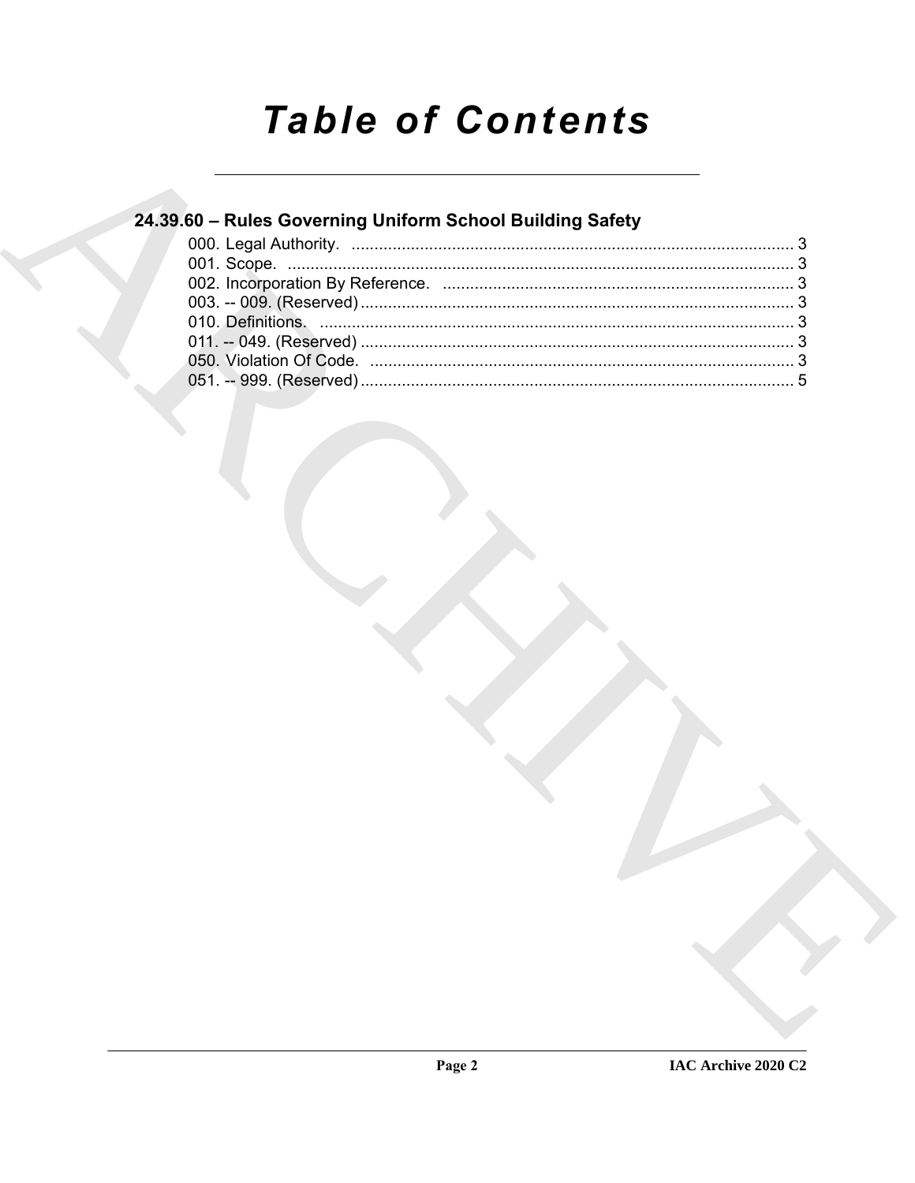# Table of Contents

## 24.39.60 – Rules Governing Uniform School Building Safety

000. Legal Authority. ........................................................................................ 3
001. Scope. ........................................................................................................ 3
002. Incorporation By Reference. ........................................................................ 3
003. -- 009. (Reserved) ......................................................................................... 3
010. Definitions. ................................................................................................ 3
011. -- 049. (Reserved) ......................................................................................... 3
050. Violation Of Code. ...................................................................................... 3
051. -- 999. (Reserved) ......................................................................................... 5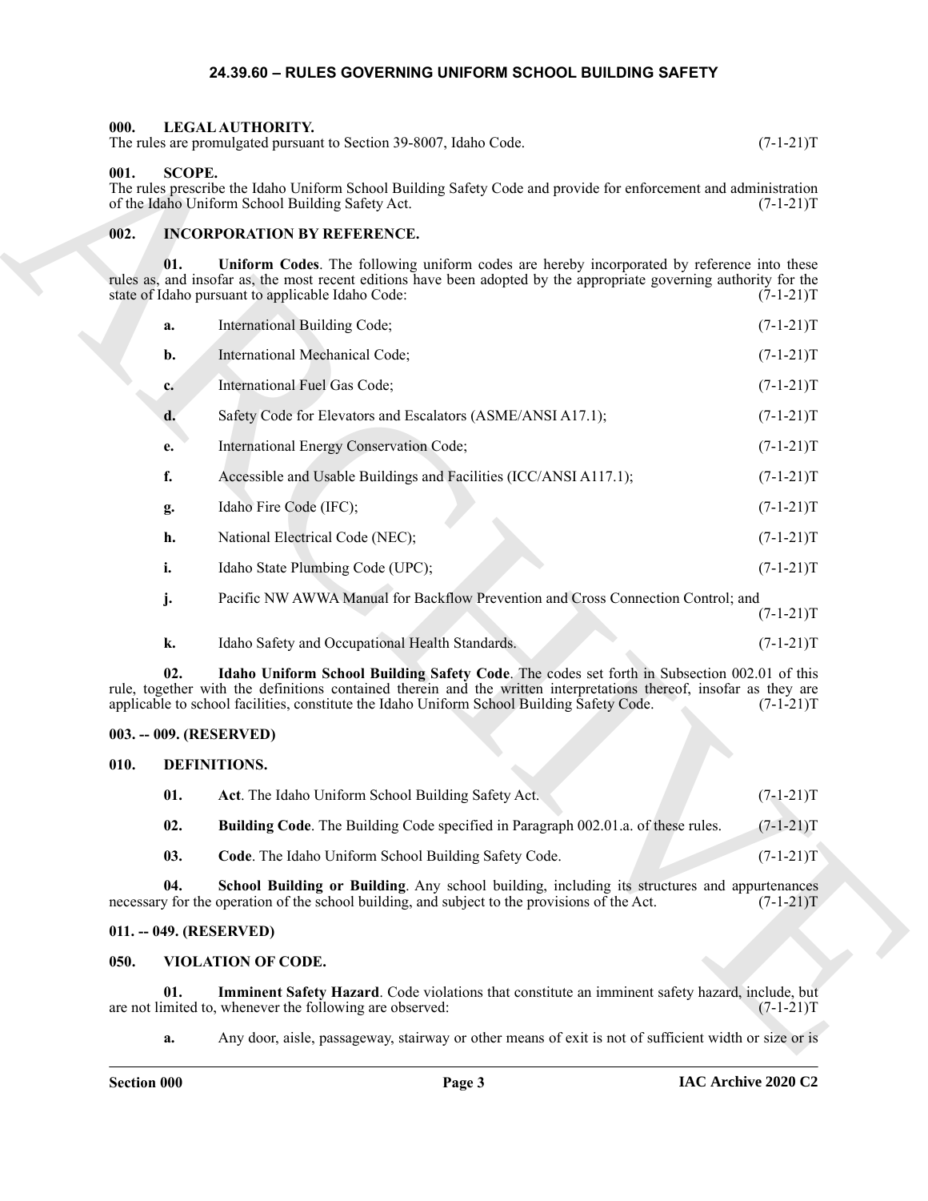# 24.39.60 – RULES GOVERNING UNIFORM SCHOOL BUILDING SAFETY

## 000. LEGAL AUTHORITY.

The rules are promulgated pursuant to Section 39-8007, Idaho Code. (7-1-21)T

## 001. SCOPE.

The rules prescribe the Idaho Uniform School Building Safety Code and provide for enforcement and administration of the Idaho Uniform School Building Safety Act. (7-1-21)T

## 002. INCORPORATION BY REFERENCE.

**01. Uniform Codes**. The following uniform codes are hereby incorporated by reference into these rules as, and insofar as, the most recent editions have been adopted by the appropriate governing authority for the state of Idaho pursuant to applicable Idaho Code: (7-1-21)T

**a.** International Building Code; (7-1-21)T

**b.** International Mechanical Code; (7-1-21)T

**c.** International Fuel Gas Code; (7-1-21)T

**d.** Safety Code for Elevators and Escalators (ASME/ANSI A17.1); (7-1-21)T

**e.** International Energy Conservation Code; (7-1-21)T

**f.** Accessible and Usable Buildings and Facilities (ICC/ANSI A117.1); (7-1-21)T

**g.** Idaho Fire Code (IFC); (7-1-21)T

**h.** National Electrical Code (NEC); (7-1-21)T

**i.** Idaho State Plumbing Code (UPC); (7-1-21)T

**j.** Pacific NW AWWA Manual for Backflow Prevention and Cross Connection Control; and (7-1-21)T

**k.** Idaho Safety and Occupational Health Standards. (7-1-21)T

**02. Idaho Uniform School Building Safety Code**. The codes set forth in Subsection 002.01 of this rule, together with the definitions contained therein and the written interpretations thereof, insofar as they are applicable to school facilities, constitute the Idaho Uniform School Building Safety Code. (7-1-21)T

## 003. -- 009. (RESERVED)

## 010. DEFINITIONS.

**01. Act**. The Idaho Uniform School Building Safety Act. (7-1-21)T

**02. Building Code**. The Building Code specified in Paragraph 002.01.a. of these rules. (7-1-21)T

**03. Code**. The Idaho Uniform School Building Safety Code. (7-1-21)T

**04. School Building or Building**. Any school building, including its structures and appurtenances necessary for the operation of the school building, and subject to the provisions of the Act. (7-1-21)T

## 011. -- 049. (RESERVED)

## 050. VIOLATION OF CODE.

**01. Imminent Safety Hazard**. Code violations that constitute an imminent safety hazard, include, but are not limited to, whenever the following are observed: (7-1-21)T

**a.** Any door, aisle, passageway, stairway or other means of exit is not of sufficient width or size or is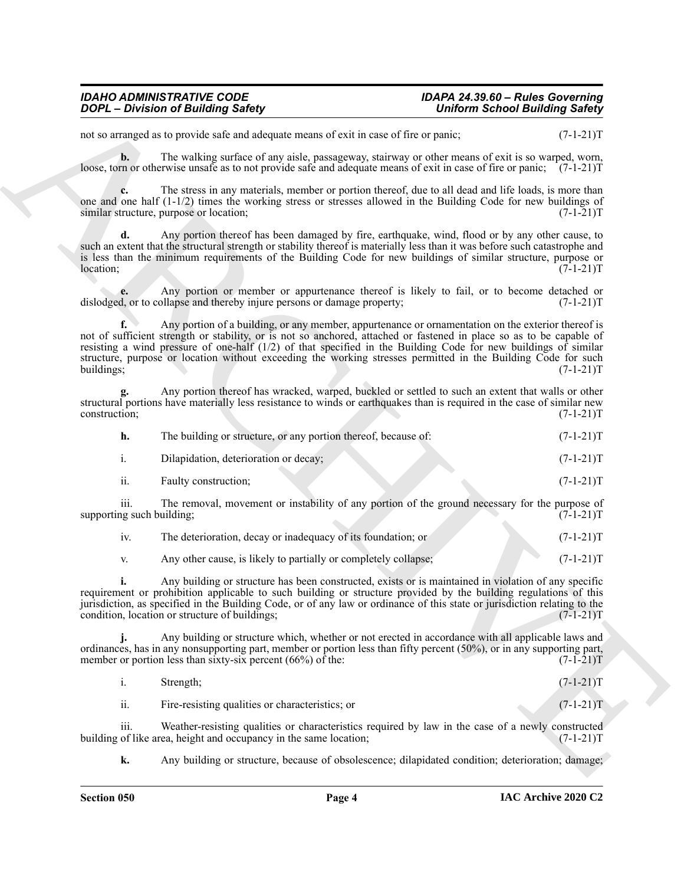not so arranged as to provide safe and adequate means of exit in case of fire or panic; (7-1-21)T

**b.** The walking surface of any aisle, passageway, stairway or other means of exit is so warped, worn, loose, torn or otherwise unsafe as to not provide safe and adequate means of exit in case of fire or panic; (7-1-21)T

**c.** The stress in any materials, member or portion thereof, due to all dead and life loads, is more than one and one half (1-1/2) times the working stress or stresses allowed in the Building Code for new buildings of similar structure, purpose or location; (7-1-21)T

**d.** Any portion thereof has been damaged by fire, earthquake, wind, flood or by any other cause, to such an extent that the structural strength or stability thereof is materially less than it was before such catastrophe and is less than the minimum requirements of the Building Code for new buildings of similar structure, purpose or location; (7-1-21)T

**e.** Any portion or member or appurtenance thereof is likely to fail, or to become detached or dislodged, or to collapse and thereby injure persons or damage property; (7-1-21)T

**f.** Any portion of a building, or any member, appurtenance or ornamentation on the exterior thereof is not of sufficient strength or stability, or is not so anchored, attached or fastened in place so as to be capable of resisting a wind pressure of one-half (1/2) of that specified in the Building Code for new buildings of similar structure, purpose or location without exceeding the working stresses permitted in the Building Code for such buildings; (7-1-21)T

**g.** Any portion thereof has wracked, warped, buckled or settled to such an extent that walls or other structural portions have materially less resistance to winds or earthquakes than is required in the case of similar new construction; (7-1-21)T

**h.** The building or structure, or any portion thereof, because of: (7-1-21)T

i. Dilapidation, deterioration or decay; (7-1-21)T

ii. Faulty construction; (7-1-21)T

iii. The removal, movement or instability of any portion of the ground necessary for the purpose of supporting such building; (7-1-21)T

iv. The deterioration, decay or inadequacy of its foundation; or (7-1-21)T

v. Any other cause, is likely to partially or completely collapse; (7-1-21)T

**i.** Any building or structure has been constructed, exists or is maintained in violation of any specific requirement or prohibition applicable to such building or structure provided by the building regulations of this jurisdiction, as specified in the Building Code, or of any law or ordinance of this state or jurisdiction relating to the condition, location or structure of buildings; (7-1-21)T

**j.** Any building or structure which, whether or not erected in accordance with all applicable laws and ordinances, has in any nonsupporting part, member or portion less than fifty percent (50%), or in any supporting part, member or portion less than sixty-six percent (66%) of the: (7-1-21)T

i. Strength; (7-1-21)T

ii. Fire-resisting qualities or characteristics; or (7-1-21)T

iii. Weather-resisting qualities or characteristics required by law in the case of a newly constructed building of like area, height and occupancy in the same location; (7-1-21)T

**k.** Any building or structure, because of obsolescence; dilapidated condition; deterioration; damage;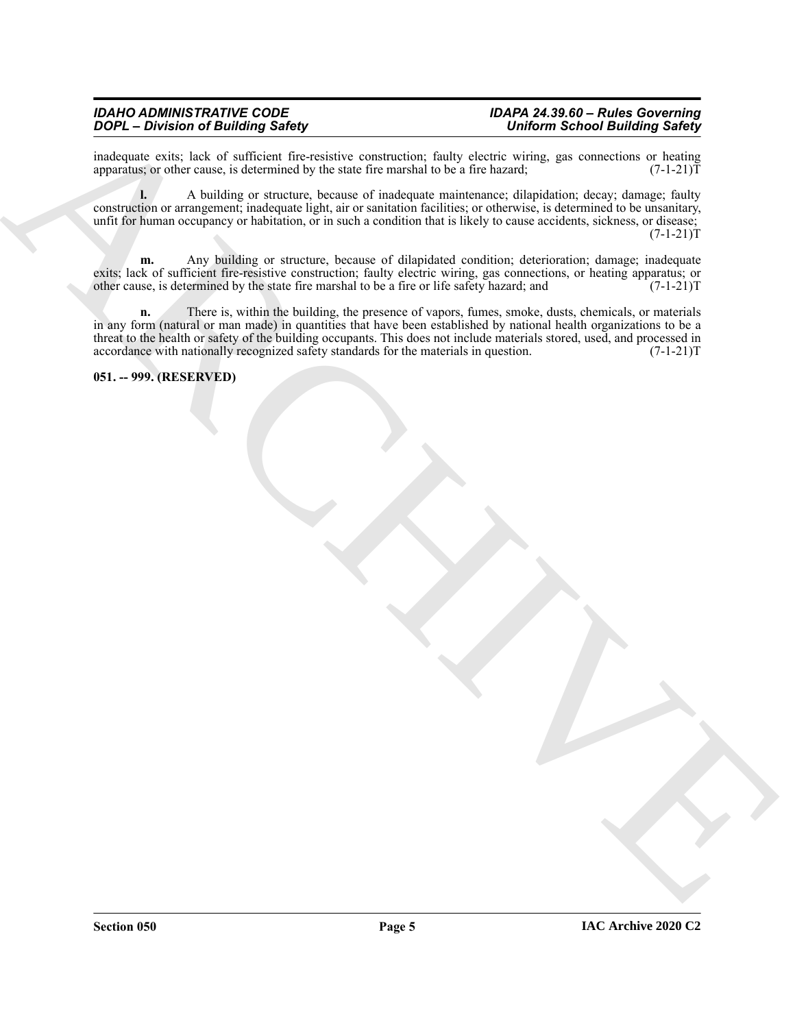inadequate exits; lack of sufficient fire-resistive construction; faulty electric wiring, gas connections or heating apparatus; or other cause, is determined by the state fire marshal to be a fire hazard; (7-1-21)T

**l.** A building or structure, because of inadequate maintenance; dilapidation; decay; damage; faulty construction or arrangement; inadequate light, air or sanitation facilities; or otherwise, is determined to be unsanitary, unfit for human occupancy or habitation, or in such a condition that is likely to cause accidents, sickness, or disease; (7-1-21)T

**m.** Any building or structure, because of dilapidated condition; deterioration; damage; inadequate exits; lack of sufficient fire-resistive construction; faulty electric wiring, gas connections, or heating apparatus; or other cause, is determined by the state fire marshal to be a fire or life safety hazard; and (7-1-21)T

**n.** There is, within the building, the presence of vapors, fumes, smoke, dusts, chemicals, or materials in any form (natural or man made) in quantities that have been established by national health organizations to be a threat to the health or safety of the building occupants. This does not include materials stored, used, and processed in accordance with nationally recognized safety standards for the materials in question. (7-1-21)T

**051. -- 999. (RESERVED)**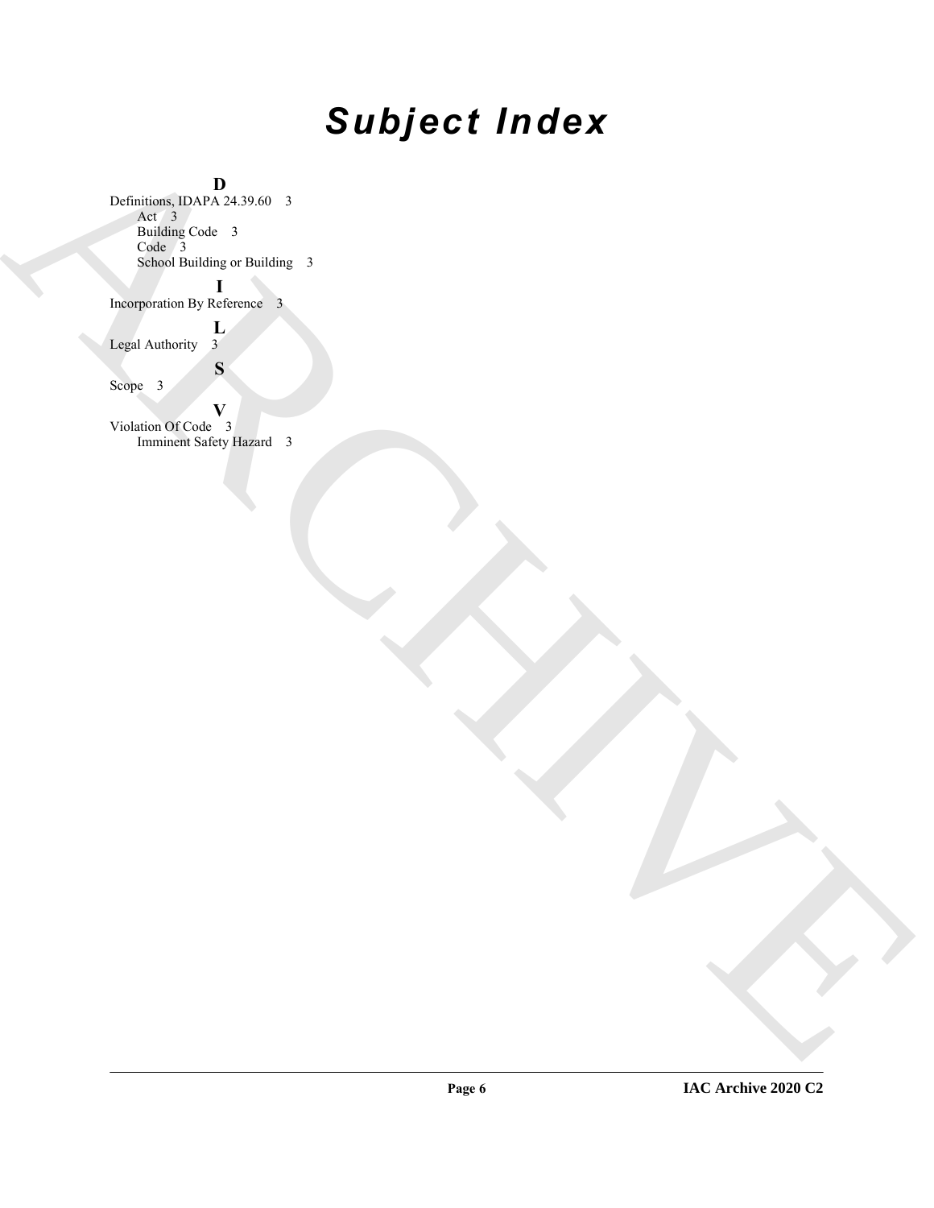# *Subject Index*

**D**

Definitions, IDAPA 24.39.60 3
  Act 3
  Building Code 3
  Code 3
  School Building or Building 3

**I**

Incorporation By Reference 3

**L**

Legal Authority 3

**S**

Scope 3

**V**

Violation Of Code 3
  Imminent Safety Hazard 3